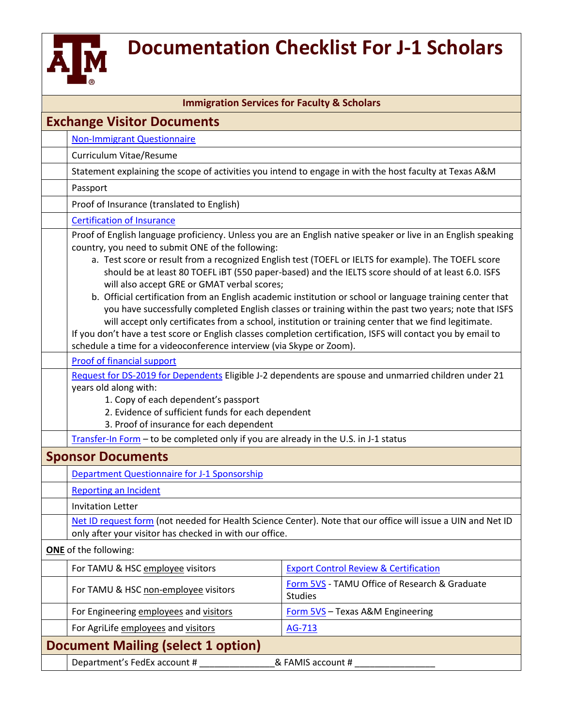# Documentation Checklist For J-1 Scholars

**Immigration Services for Faculty & Scholars**

## Exchange Visitor Documents

- [ ] Non-Immigrant Questionnaire
- [ ] Curriculum Vitae/Resume
- [ ] Statement explaining the scope of activities you intend to engage in with the host faculty at Texas A&M
- [ ] Passport
- [ ] Proof of Insurance (translated to English)
- [ ] Certification of Insurance
- [ ] Proof of English language proficiency. Unless you are an English native speaker or live in an English speaking country, you need to submit ONE of the following:
    a. Test score or result from a recognized English test (TOEFL or IELTS for example). The TOEFL score should be at least 80 TOEFL iBT (550 paper-based) and the IELTS score should of at least 6.0. ISFS will also accept GRE or GMAT verbal scores;
    b. Official certification from an English academic institution or school or language training center that you have successfully completed English classes or training within the past two years; note that ISFS will accept only certificates from a school, institution or training center that we find legitimate.

  If you don't have a test score or English classes completion certification, ISFS will contact you by email to schedule a time for a videoconference interview (via Skype or Zoom).
- [ ] Proof of financial support
- [ ] Request for DS-2019 for Dependents Eligible J-2 dependents are spouse and unmarried children under 21 years old along with:
    1. Copy of each dependent's passport
    2. Evidence of sufficient funds for each dependent
    3. Proof of insurance for each dependent
- [ ] Transfer-In Form – to be completed only if you are already in the U.S. in J-1 status

## Sponsor Documents

- [ ] Department Questionnaire for J-1 Sponsorship
- [ ] Reporting an Incident
- [ ] Invitation Letter
- [ ] Net ID request form (not needed for Health Science Center). Note that our office will issue a UIN and Net ID only after your visitor has checked in with our office.

**ONE** of the following:

| | | |
|---|---|---|
| [ ] | For TAMU & HSC employee visitors | Export Control Review & Certification |
| [ ] | For TAMU & HSC non-employee visitors | Form 5VS - TAMU Office of Research & Graduate Studies |
| [ ] | For Engineering employees and visitors | Form 5VS – Texas A&M Engineering |
| [ ] | For AgriLife employees and visitors | AG-713 |

## Document Mailing (select 1 option)

- [ ] Department's FedEx account # _______________& FAMIS account # ________________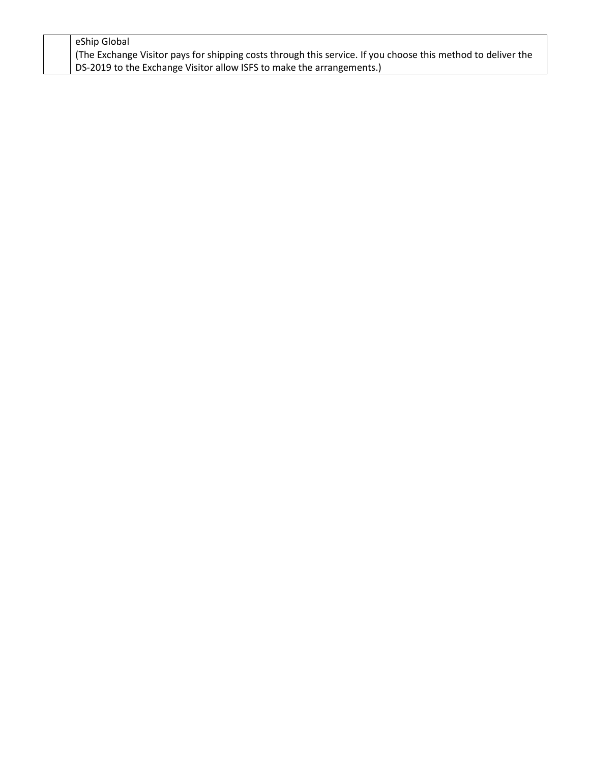| | |
|---|---|
| | eShip Global<br>(The Exchange Visitor pays for shipping costs through this service. If you choose this method to deliver the DS-2019 to the Exchange Visitor allow ISFS to make the arrangements.) |